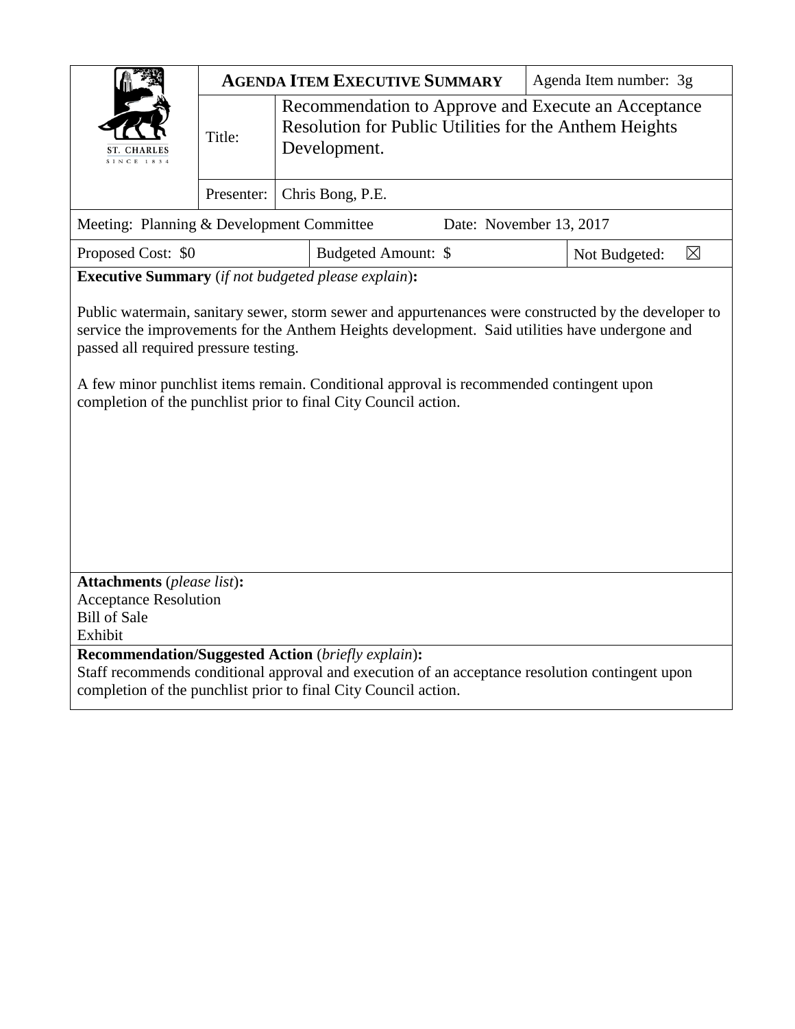| ST. CHARLES SINCE 1834 | **AGENDA ITEM EXECUTIVE SUMMARY** | | Agenda Item number: 3g |
|---|---|---|---|
| | Title: | Recommendation to Approve and Execute an Acceptance Resolution for Public Utilities for the Anthem Heights Development. | |
| | Presenter: | Chris Bong, P.E. | |

Meeting: Planning & Development Committee  Date: November 13, 2017

| Proposed Cost: $0 | Budgeted Amount: $ | Not Budgeted: ☒ |
|---|---|---|

**Executive Summary** (*if not budgeted please explain*)**:**

Public watermain, sanitary sewer, storm sewer and appurtenances were constructed by the developer to service the improvements for the Anthem Heights development. Said utilities have undergone and passed all required pressure testing.

A few minor punchlist items remain. Conditional approval is recommended contingent upon completion of the punchlist prior to final City Council action.

**Attachments** (*please list*)**:**
Acceptance Resolution
Bill of Sale
Exhibit

**Recommendation/Suggested Action** (*briefly explain*)**:**
Staff recommends conditional approval and execution of an acceptance resolution contingent upon completion of the punchlist prior to final City Council action.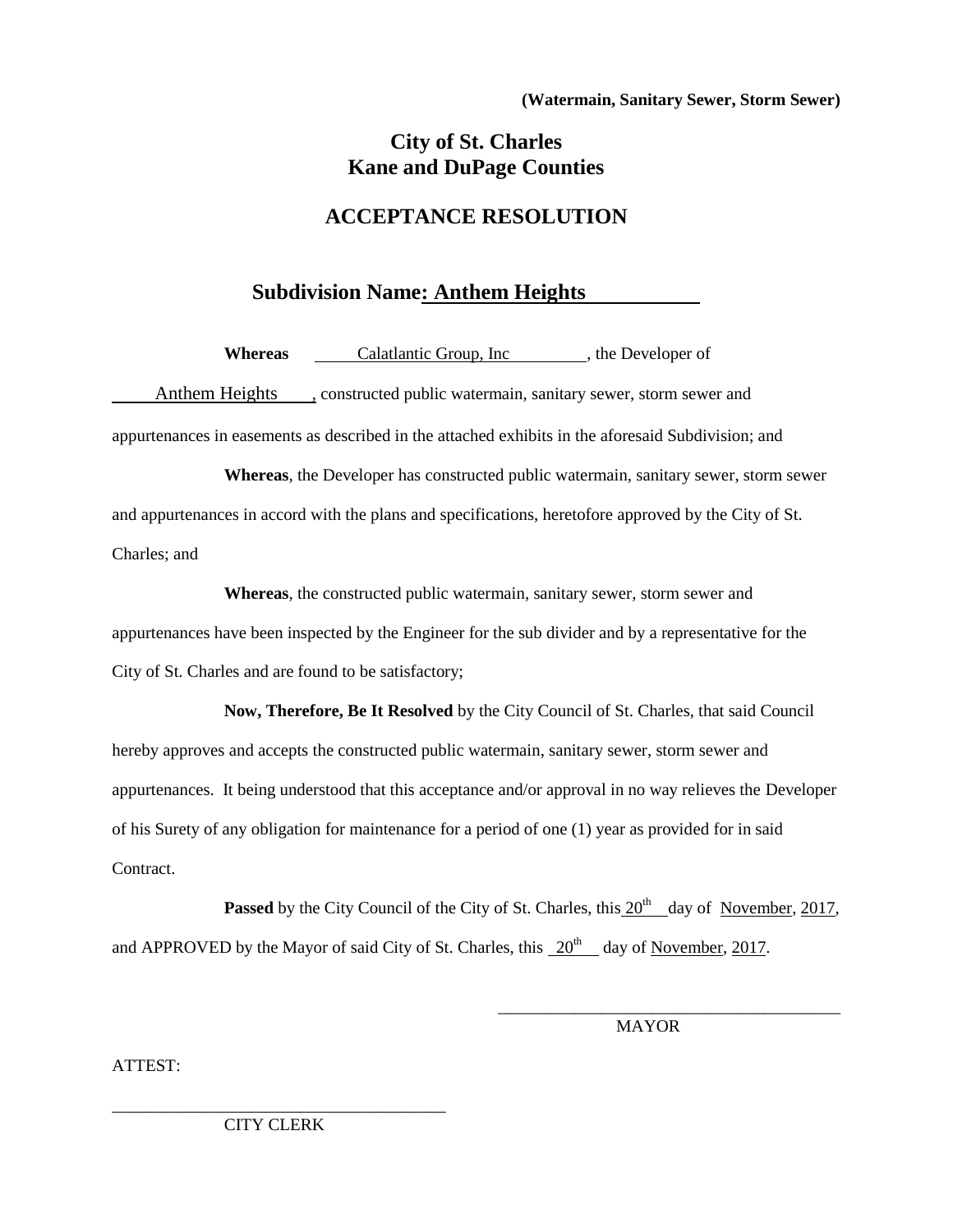**(Watermain, Sanitary Sewer, Storm Sewer)**

# City of St. Charles
# Kane and DuPage Counties

## ACCEPTANCE RESOLUTION

### Subdivision Name: Anthem Heights

**Whereas** Calatlantic Group, Inc, the Developer of Anthem Heights, constructed public watermain, sanitary sewer, storm sewer and appurtenances in easements as described in the attached exhibits in the aforesaid Subdivision; and

**Whereas**, the Developer has constructed public watermain, sanitary sewer, storm sewer and appurtenances in accord with the plans and specifications, heretofore approved by the City of St. Charles; and

**Whereas**, the constructed public watermain, sanitary sewer, storm sewer and appurtenances have been inspected by the Engineer for the sub divider and by a representative for the City of St. Charles and are found to be satisfactory;

**Now, Therefore, Be It Resolved** by the City Council of St. Charles, that said Council hereby approves and accepts the constructed public watermain, sanitary sewer, storm sewer and appurtenances. It being understood that this acceptance and/or approval in no way relieves the Developer of his Surety of any obligation for maintenance for a period of one (1) year as provided for in said Contract.

**Passed** by the City Council of the City of St. Charles, this 20th day of November, 2017, and APPROVED by the Mayor of said City of St. Charles, this 20th day of November, 2017.

\_\_\_\_\_\_\_\_\_\_\_\_\_\_\_\_\_\_\_\_\_\_\_\_\_\_\_\_\_\_\_\_\_\_\_\_\_\_\_\_
MAYOR

ATTEST:

\_\_\_\_\_\_\_\_\_\_\_\_\_\_\_\_\_\_\_\_\_\_\_\_\_\_\_\_\_\_\_\_\_\_\_\_\_\_\_\_
CITY CLERK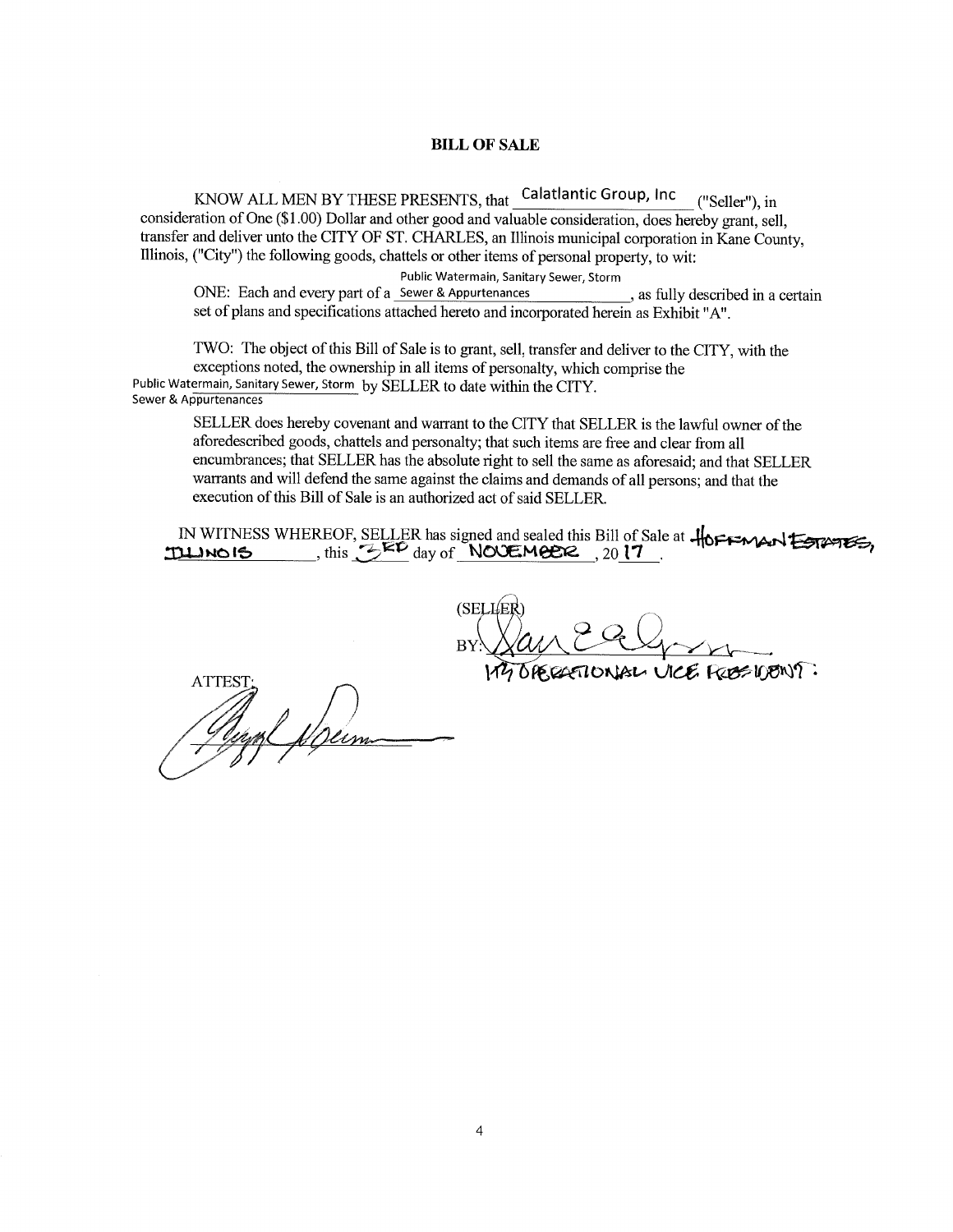**BILL OF SALE**

KNOW ALL MEN BY THESE PRESENTS, that Calatlantic Group, Inc ("Seller"), in consideration of One ($1.00) Dollar and other good and valuable consideration, does hereby grant, sell, transfer and deliver unto the CITY OF ST. CHARLES, an Illinois municipal corporation in Kane County, Illinois, ("City") the following goods, chattels or other items of personal property, to wit:

ONE: Each and every part of a Public Watermain, Sanitary Sewer, Storm Sewer & Appurtenances, as fully described in a certain set of plans and specifications attached hereto and incorporated herein as Exhibit "A".

TWO: The object of this Bill of Sale is to grant, sell, transfer and deliver to the CITY, with the exceptions noted, the ownership in all items of personalty, which comprise the Public Watermain, Sanitary Sewer, Storm Sewer & Appurtenances by SELLER to date within the CITY.

SELLER does hereby covenant and warrant to the CITY that SELLER is the lawful owner of the aforedescribed goods, chattels and personalty; that such items are free and clear from all encumbrances; that SELLER has the absolute right to sell the same as aforesaid; and that SELLER warrants and will defend the same against the claims and demands of all persons; and that the execution of this Bill of Sale is an authorized act of said SELLER.

IN WITNESS WHEREOF, SELLER has signed and sealed this Bill of Sale at HOFFMAN ESTATES, ILLINOIS, this 3RD day of NOVEMBER, 20 17.

(SELLER)

BY: [signature]

DIVISION OPERATIONAL VICE PRESIDENT

ATTEST: [signature]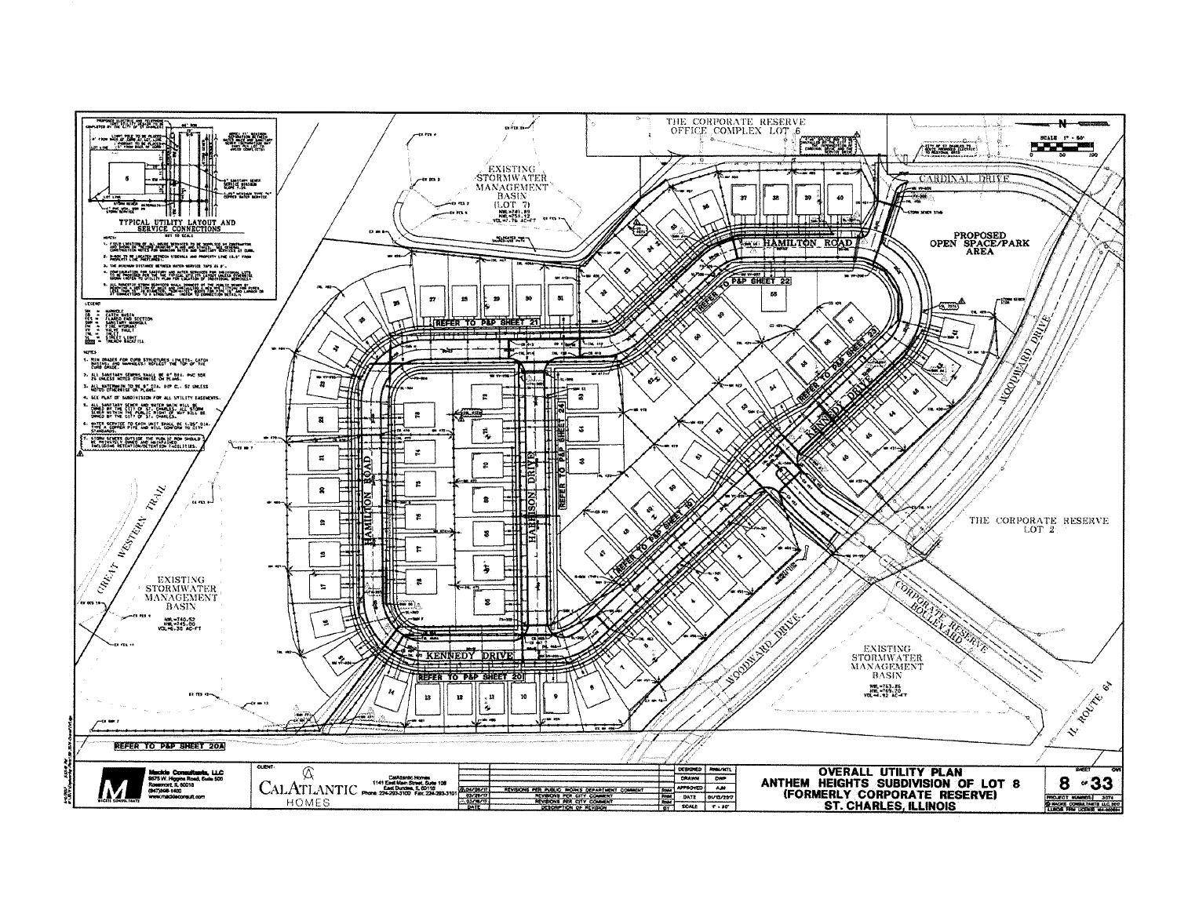# OVERALL UTILITY PLAN

## ANTHEM HEIGHTS SUBDIVISION OF LOT 8 (FORMERLY CORPORATE RESERVE) ST. CHARLES, ILLINOIS

THE CORPORATE RESERVE OFFICE COMPLEX LOT 6

EXISTING STORMWATER MANAGEMENT BASIN (LOT 7)

PROPOSED OPEN SPACE/PARK AREA

THE CORPORATE RESERVE LOT 2

EXISTING STORMWATER MANAGEMENT BASIN

EXISTING STORMWATER MANAGEMENT BASIN

CARDINAL DRIVE

HAMILTON ROAD

HARRISON DRIVE

KENNEDY DRIVE

WOODWARD DRIVE

CORPORATE RESERVE BOULEVARD

GREAT WESTERN TRAIL

IL ROUTE 64

REFER TO P&P SHEET 20

REFER TO P&P SHEET 20A

REFER TO P&P SHEET 21

REFER TO P&P SHEET 22

REFER TO P&P SHEET 23

REFER TO P&P SHEET 24

REFER TO P&P SHEET 25

### TYPICAL UTILITY LAYOUT AND SERVICE CONNECTIONS

NOT TO SCALE

### LEGEND

### NOTES

SCALE 1" = 50'

| | | |
|---|---|---|
| 04/26/17 | REVISIONS PER PUBLIC WORKS DEPARTMENT COMMENT | |
| 03/29/17 | REVISIONS PER CITY COMMENT | |
| 03/16/17 | REVISIONS PER CITY COMMENT | |
| DATE | DESCRIPTION OF REVISION | BY |

| | |
|---|---|
| DESIGNED | |
| DRAWN | |
| APPROVED | |
| DATE | 01/13/2017 |
| SCALE | 1" = 50' |

Mackie Consultants, LLC
9575 W. Higgins Road, Suite 500
Rosemont, IL 60018
(847)696-1400
www.mackieconsult.com

CLIENT:
CALATLANTIC HOMES
CalAtlantic Homes
1141 East Main Street, Suite 108
East Dundee, IL 60118
Phone: 224-293-3100 Fax: 224-293-3101

SHEET 8 OF 33

PROJECT NUMBER 3074